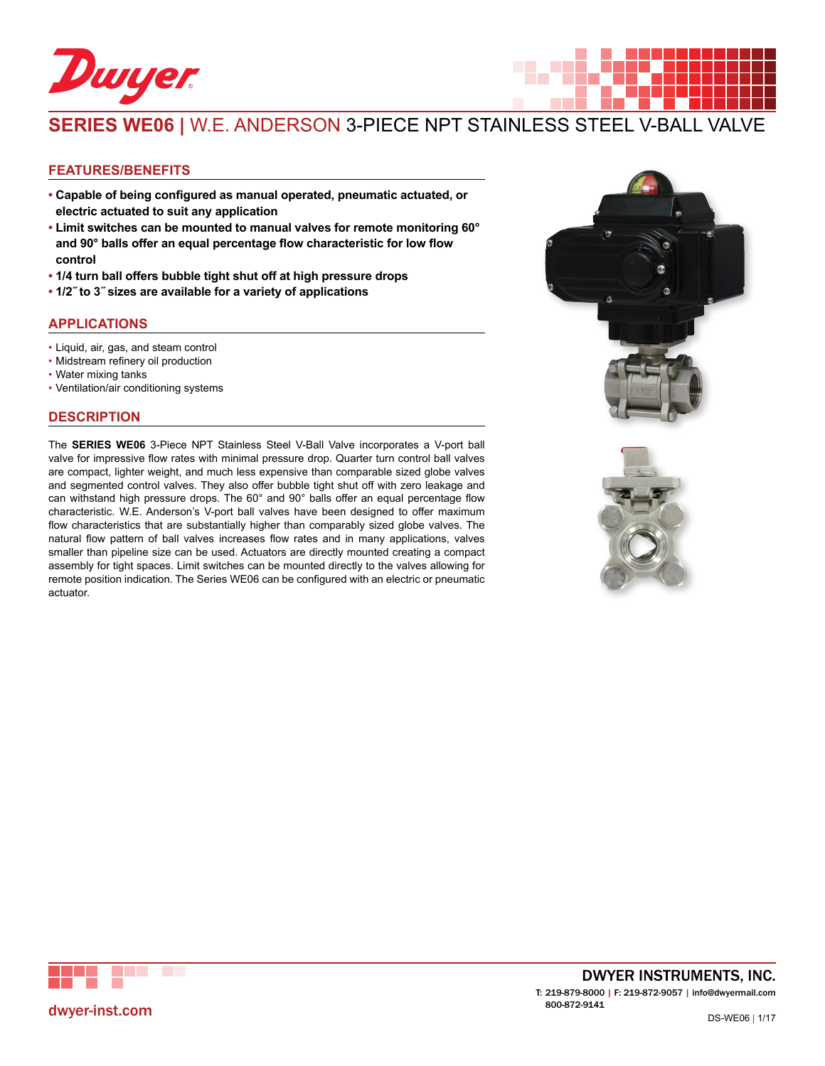# SERIES WE06 | W.E. ANDERSON 3-PIECE NPT STAINLESS STEEL V-BALL VALVE

## FEATURES/BENEFITS

- **Capable of being configured as manual operated, pneumatic actuated, or electric actuated to suit any application**
- **Limit switches can be mounted to manual valves for remote monitoring 60° and 90° balls offer an equal percentage flow characteristic for low flow control**
- **1/4 turn ball offers bubble tight shut off at high pressure drops**
- **1/2˝ to 3˝ sizes are available for a variety of applications**

## APPLICATIONS

- Liquid, air, gas, and steam control
- Midstream refinery oil production
- Water mixing tanks
- Ventilation/air conditioning systems

## DESCRIPTION

The **SERIES WE06** 3-Piece NPT Stainless Steel V-Ball Valve incorporates a V-port ball valve for impressive flow rates with minimal pressure drop. Quarter turn control ball valves are compact, lighter weight, and much less expensive than comparable sized globe valves and segmented control valves. They also offer bubble tight shut off with zero leakage and can withstand high pressure drops. The 60° and 90° balls offer an equal percentage flow characteristic. W.E. Anderson's V-port ball valves have been designed to offer maximum flow characteristics that are substantially higher than comparably sized globe valves. The natural flow pattern of ball valves increases flow rates and in many applications, valves smaller than pipeline size can be used. Actuators are directly mounted creating a compact assembly for tight spaces. Limit switches can be mounted directly to the valves allowing for remote position indication. The Series WE06 can be configured with an electric or pneumatic actuator.

DWYER INSTRUMENTS, INC.

T: 219-879-8000 | F: 219-872-9057 | info@dwyermail.com
800-872-9141

dwyer-inst.com

DS-WE06 | 1/17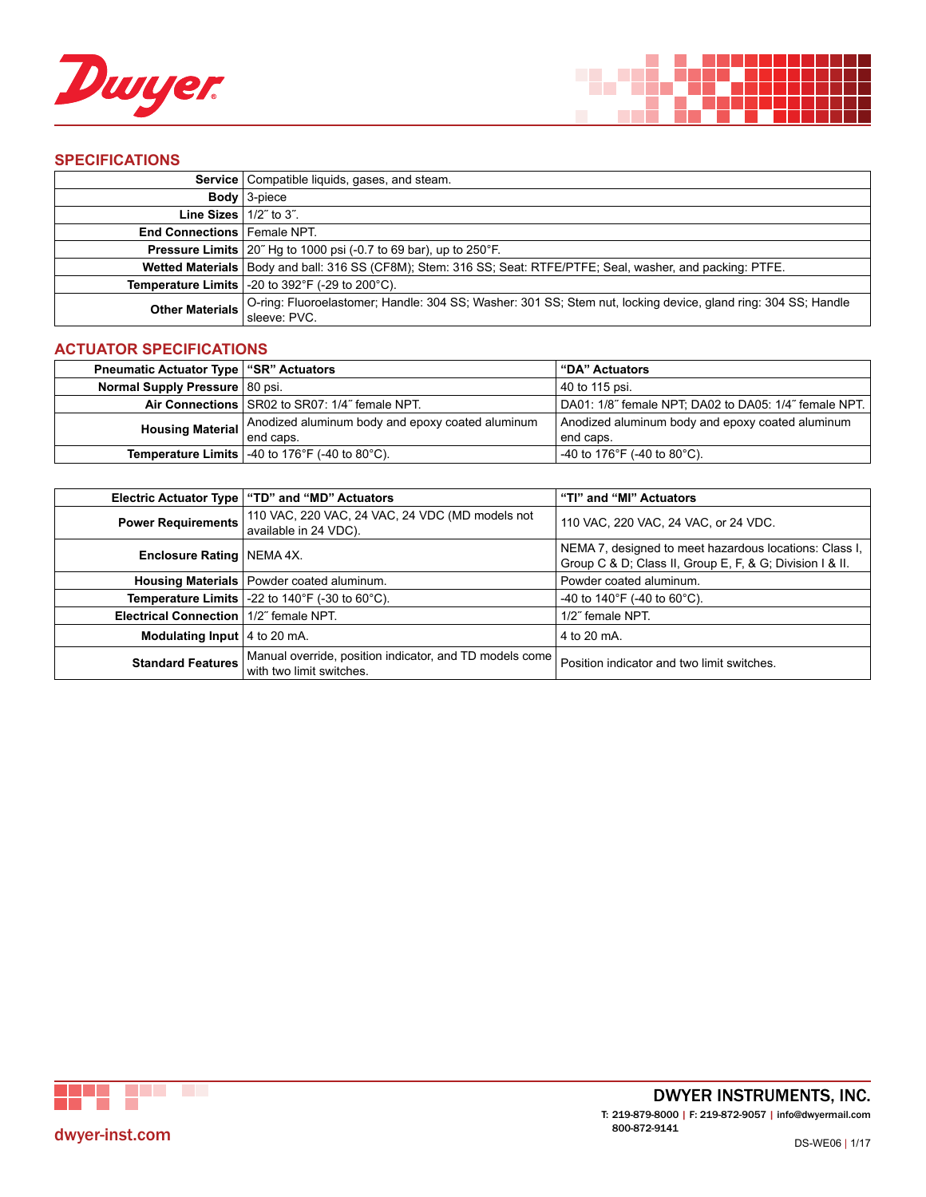## SPECIFICATIONS

| | |
|---|---|
| **Service** | Compatible liquids, gases, and steam. |
| **Body** | 3-piece |
| **Line Sizes** | 1/2″ to 3″. |
| **End Connections** | Female NPT. |
| **Pressure Limits** | 20″ Hg to 1000 psi (-0.7 to 69 bar), up to 250°F. |
| **Wetted Materials** | Body and ball: 316 SS (CF8M); Stem: 316 SS; Seat: RTFE/PTFE; Seal, washer, and packing: PTFE. |
| **Temperature Limits** | -20 to 392°F (-29 to 200°C). |
| **Other Materials** | O-ring: Fluoroelastomer; Handle: 304 SS; Washer: 301 SS; Stem nut, locking device, gland ring: 304 SS; Handle sleeve: PVC. |

## ACTUATOR SPECIFICATIONS

| **Pneumatic Actuator Type** | **"SR" Actuators** | **"DA" Actuators** |
|---|---|---|
| **Normal Supply Pressure** | 80 psi. | 40 to 115 psi. |
| **Air Connections** | SR02 to SR07: 1/4″ female NPT. | DA01: 1/8″ female NPT; DA02 to DA05: 1/4″ female NPT. |
| **Housing Material** | Anodized aluminum body and epoxy coated aluminum end caps. | Anodized aluminum body and epoxy coated aluminum end caps. |
| **Temperature Limits** | -40 to 176°F (-40 to 80°C). | -40 to 176°F (-40 to 80°C). |

| **Electric Actuator Type** | **"TD" and "MD" Actuators** | **"TI" and "MI" Actuators** |
|---|---|---|
| **Power Requirements** | 110 VAC, 220 VAC, 24 VAC, 24 VDC (MD models not available in 24 VDC). | 110 VAC, 220 VAC, 24 VAC, or 24 VDC. |
| **Enclosure Rating** | NEMA 4X. | NEMA 7, designed to meet hazardous locations: Class I, Group C & D; Class II, Group E, F, & G; Division I & II. |
| **Housing Materials** | Powder coated aluminum. | Powder coated aluminum. |
| **Temperature Limits** | -22 to 140°F (-30 to 60°C). | -40 to 140°F (-40 to 60°C). |
| **Electrical Connection** | 1/2″ female NPT. | 1/2″ female NPT. |
| **Modulating Input** | 4 to 20 mA. | 4 to 20 mA. |
| **Standard Features** | Manual override, position indicator, and TD models come with two limit switches. | Position indicator and two limit switches. |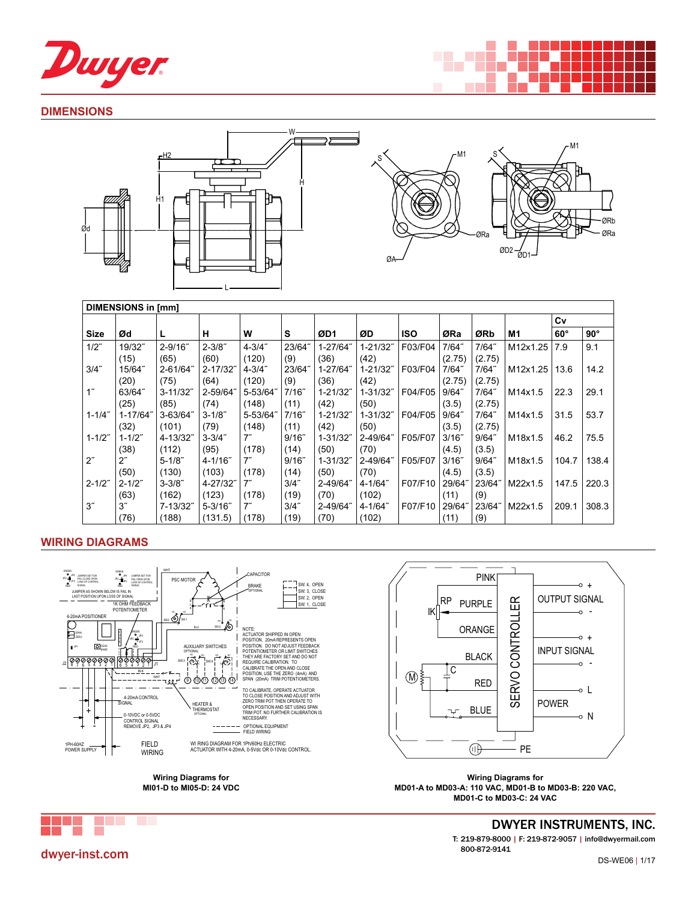## DIMENSIONS

| DIMENSIONS in [mm] | | | | | | | | | | | | | |
|---|---|---|---|---|---|---|---|---|---|---|---|---|---|
| | | | | | | | | | | | | Cv | |
| Size | Ød | L | H | W | S | ØD1 | ØD | ISO | ØRa | ØRb | M1 | 60° | 90° |
| 1/2˝ | 19/32˝ (15) | 2-9/16˝ (65) | 2-3/8˝ (60) | 4-3/4˝ (120) | 23/64˝ (9) | 1-27/64˝ (36) | 1-21/32˝ (42) | F03/F04 | 7/64˝ (2.75) | 7/64˝ (2.75) | M12x1.25 | 7.9 | 9.1 |
| 3/4˝ | 15/64˝ (20) | 2-61/64˝ (75) | 2-17/32˝ (64) | 4-3/4˝ (120) | 23/64˝ (9) | 1-27/64˝ (36) | 1-21/32˝ (42) | F03/F04 | 7/64˝ (2.75) | 7/64˝ (2.75) | M12x1.25 | 13.6 | 14.2 |
| 1˝ | 63/64˝ (25) | 3-11/32˝ (85) | 2-59/64˝ (74) | 5-53/64˝ (148) | 7/16˝ (11) | 1-21/32˝ (42) | 1-31/32˝ (50) | F04/F05 | 9/64˝ (3.5) | 7/64˝ (2.75) | M14x1.5 | 22.3 | 29.1 |
| 1-1/4˝ | 1-17/64˝ (32) | 3-63/64˝ (101) | 3-1/8˝ (79) | 5-53/64˝ (148) | 7/16˝ (11) | 1-21/32˝ (42) | 1-31/32˝ (50) | F04/F05 | 9/64˝ (3.5) | 7/64˝ (2.75) | M14x1.5 | 31.5 | 53.7 |
| 1-1/2˝ | 1-1/2˝ (38) | 4-13/32˝ (112) | 3-3/4˝ (95) | 7˝ (178) | 9/16˝ (14) | 1-31/32˝ (50) | 2-49/64˝ (70) | F05/F07 | 3/16˝ (4.5) | 9/64˝ (3.5) | M18x1.5 | 46.2 | 75.5 |
| 2˝ | 2˝ (50) | 5-1/8˝ (130) | 4-1/16˝ (103) | 7˝ (178) | 9/16˝ (14) | 1-31/32˝ (50) | 2-49/64˝ (70) | F05/F07 | 3/16˝ (4.5) | 9/64˝ (3.5) | M18x1.5 | 104.7 | 138.4 |
| 2-1/2˝ | 2-1/2˝ (63) | 3-3/8˝ (162) | 4-27/32˝ (123) | 7˝ (178) | 3/4˝ (19) | 2-49/64˝ (70) | 4-1/64˝ (102) | F07/F10 | 29/64˝ (11) | 23/64˝ (9) | M22x1.5 | 147.5 | 220.3 |
| 3˝ | 3˝ (76) | 7-13/32˝ (188) | 5-3/16˝ (131.5) | 7˝ (178) | 3/4˝ (19) | 2-49/64˝ (70) | 4-1/64˝ (102) | F07/F10 | 29/64˝ (11) | 23/64˝ (9) | M22x1.5 | 209.1 | 308.3 |

## WIRING DIAGRAMS

**Wiring Diagrams for MI01-D to MI05-D: 24 VDC**

**Wiring Diagrams for MD01-A to MD03-A: 110 VAC, MD01-B to MD03-B: 220 VAC, MD01-C to MD03-C: 24 VAC**

**DWYER INSTRUMENTS, INC.**

T: 219-879-8000 | F: 219-872-9057 | info@dwyermail.com
800-872-9141

dwyer-inst.com

DS-WE06 | 1/17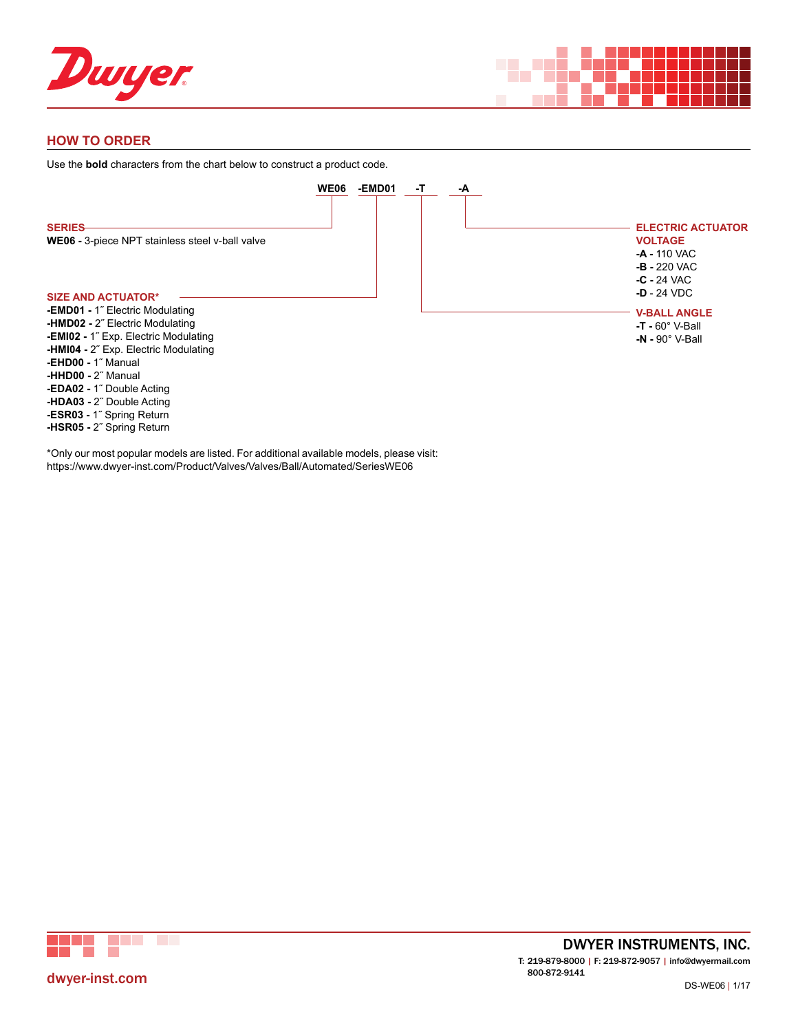## HOW TO ORDER

Use the **bold** characters from the chart below to construct a product code.

**WE06 -EMD01 -T -A**

**SERIES**

**WE06 -** 3-piece NPT stainless steel v-ball valve

**SIZE AND ACTUATOR***

**-EMD01 -** 1˝ Electric Modulating
**-HMD02 -** 2˝ Electric Modulating
**-EMI02 -** 1˝ Exp. Electric Modulating
**-HMI04 -** 2˝ Exp. Electric Modulating
**-EHD00 -** 1˝ Manual
**-HHD00 -** 2˝ Manual
**-EDA02 -** 1˝ Double Acting
**-HDA03 -** 2˝ Double Acting
**-ESR03 -** 1˝ Spring Return
**-HSR05 -** 2˝ Spring Return

**V-BALL ANGLE**

**-T -** 60° V-Ball
**-N -** 90° V-Ball

**ELECTRIC ACTUATOR VOLTAGE**

**-A -** 110 VAC
**-B -** 220 VAC
**-C -** 24 VAC
**-D** - 24 VDC

*Only our most popular models are listed. For additional available models, please visit:
https://www.dwyer-inst.com/Product/Valves/Valves/Ball/Automated/SeriesWE06

DWYER INSTRUMENTS, INC.
T: 219-879-8000 | F: 219-872-9057 | info@dwyermail.com
800-872-9141

dwyer-inst.com

DS-WE06 | 1/17